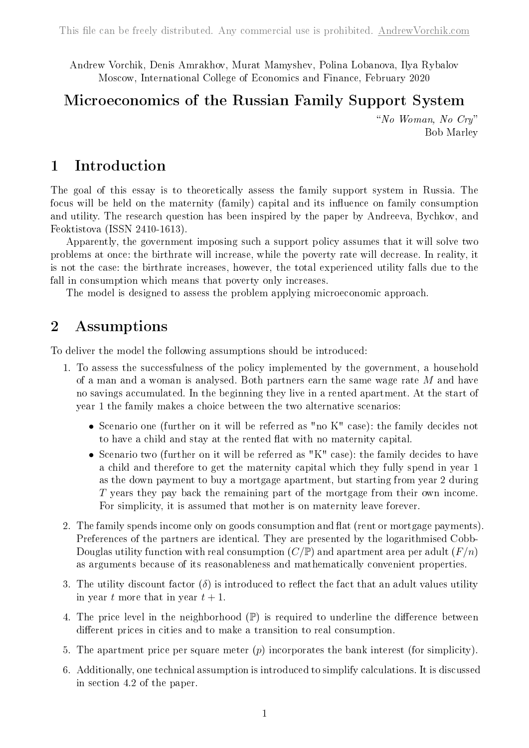Andrew Vorchik, Denis Amrakhov, Murat Mamyshev, Polina Lobanova, Ilya Rybalov
Moscow, International College of Economics and Finance, February 2020

# Microeconomics of the Russian Family Support System

*"No Woman, No Cry"*
Bob Marley

## 1 Introduction

The goal of this essay is to theoretically assess the family support system in Russia. The focus will be held on the maternity (family) capital and its influence on family consumption and utility. The research question has been inspired by the paper by Andreeva, Bychkov, and Feoktistova (ISSN 2410-1613).

Apparently, the government imposing such a support policy assumes that it will solve two problems at once: the birthrate will increase, while the poverty rate will decrease. In reality, it is not the case: the birthrate increases, however, the total experienced utility falls due to the fall in consumption which means that poverty only increases.

The model is designed to assess the problem applying microeconomic approach.

## 2 Assumptions

To deliver the model the following assumptions should be introduced:

1. To assess the successfulness of the policy implemented by the government, a household of a man and a woman is analysed. Both partners earn the same wage rate $M$ and have no savings accumulated. In the beginning they live in a rented apartment. At the start of year 1 the family makes a choice between the two alternative scenarios:
   - Scenario one (further on it will be referred as "no K" case): the family decides not to have a child and stay at the rented flat with no maternity capital.
   - Scenario two (further on it will be referred as "K" case): the family decides to have a child and therefore to get the maternity capital which they fully spend in year 1 as the down payment to buy a mortgage apartment, but starting from year 2 during $T$ years they pay back the remaining part of the mortgage from their own income. For simplicity, it is assumed that mother is on maternity leave forever.
2. The family spends income only on goods consumption and flat (rent or mortgage payments). Preferences of the partners are identical. They are presented by the logarithmised Cobb-Douglas utility function with real consumption ($C/\mathbb{P}$) and apartment area per adult ($F/n$) as arguments because of its reasonableness and mathematically convenient properties.
3. The utility discount factor ($\delta$) is introduced to reflect the fact that an adult values utility in year $t$ more that in year $t + 1$.
4. The price level in the neighborhood ($\mathbb{P}$) is required to underline the difference between different prices in cities and to make a transition to real consumption.
5. The apartment price per square meter ($p$) incorporates the bank interest (for simplicity).
6. Additionally, one technical assumption is introduced to simplify calculations. It is discussed in section 4.2 of the paper.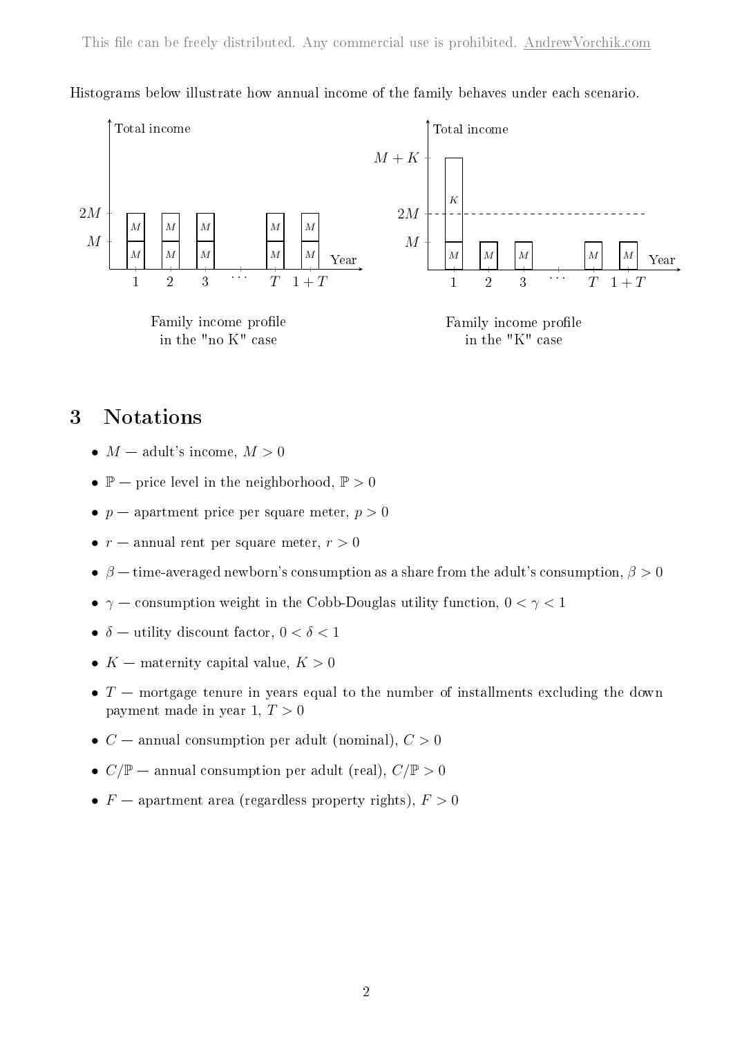Histograms below illustrate how annual income of the family behaves under each scenario.

Family income profile in the "no K" case

Family income profile in the "K" case

## 3 Notations

- $M$ — adult's income, $M > 0$
- $\mathbb{P}$ — price level in the neighborhood, $\mathbb{P} > 0$
- $p$ — apartment price per square meter, $p > 0$
- $r$ — annual rent per square meter, $r > 0$
- $\beta$ — time-averaged newborn's consumption as a share from the adult's consumption, $\beta > 0$
- $\gamma$ — consumption weight in the Cobb-Douglas utility function, $0 < \gamma < 1$
- $\delta$ — utility discount factor, $0 < \delta < 1$
- $K$ — maternity capital value, $K > 0$
- $T$ — mortgage tenure in years equal to the number of installments excluding the down payment made in year 1, $T > 0$
- $C$ — annual consumption per adult (nominal), $C > 0$
- $C/\mathbb{P}$ — annual consumption per adult (real), $C/\mathbb{P} > 0$
- $F$ — apartment area (regardless property rights), $F > 0$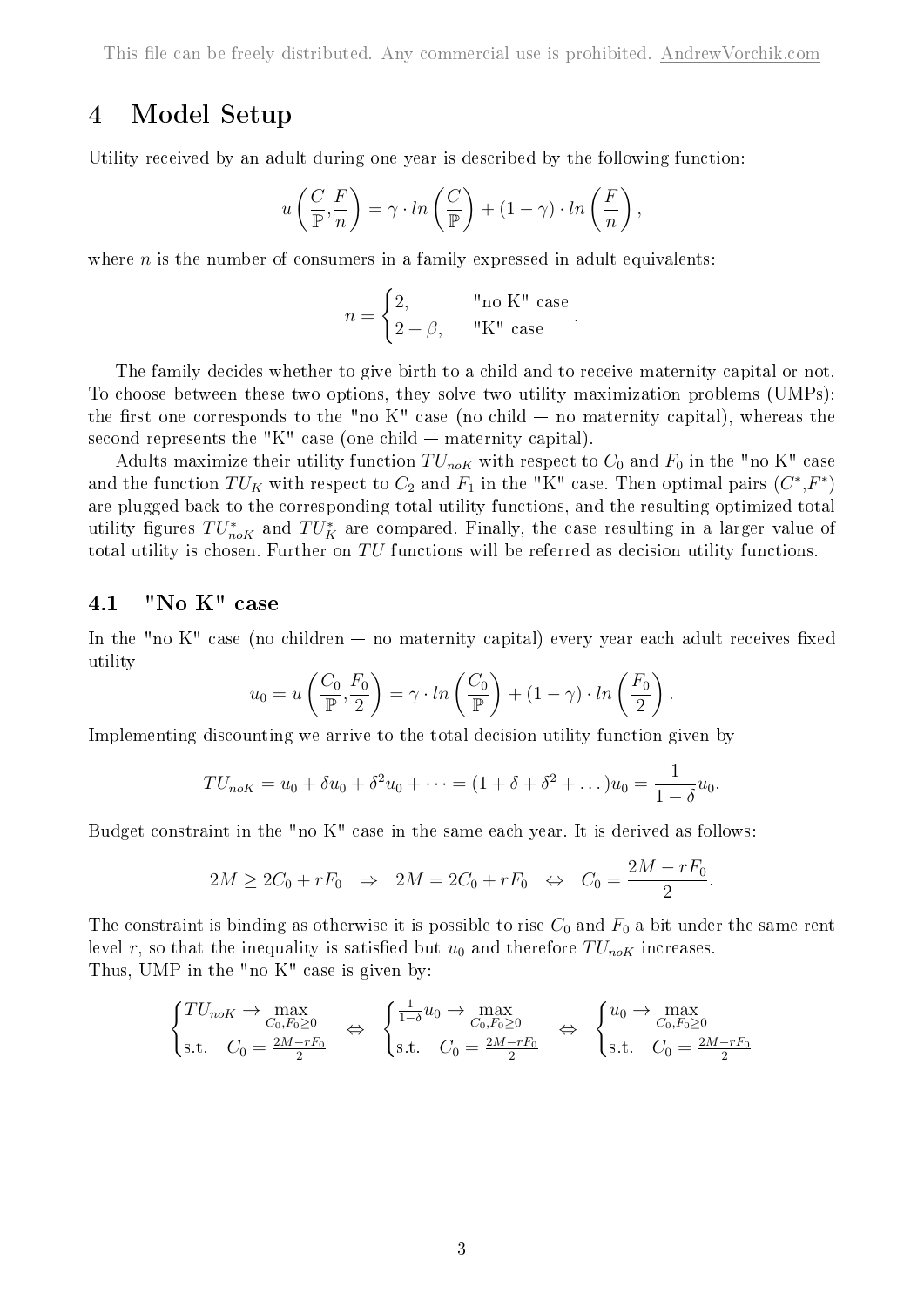# 4 Model Setup

Utility received by an adult during one year is described by the following function:

$$u\left(\frac{C}{\mathbb{P}},\frac{F}{n}\right) = \gamma \cdot ln\left(\frac{C}{\mathbb{P}}\right) + (1-\gamma)\cdot ln\left(\frac{F}{n}\right),$$

where $n$ is the number of consumers in a family expressed in adult equivalents:

$$n = \begin{cases} 2, & \text{"no K" case} \\ 2+\beta, & \text{"K" case} \end{cases}.$$

The family decides whether to give birth to a child and to receive maternity capital or not. To choose between these two options, they solve two utility maximization problems (UMPs): the first one corresponds to the "no K" case (no child — no maternity capital), whereas the second represents the "K" case (one child — maternity capital).

Adults maximize their utility function $TU_{noK}$ with respect to $C_0$ and $F_0$ in the "no K" case and the function $TU_K$ with respect to $C_2$ and $F_1$ in the "K" case. Then optimal pairs ($C^*$,$F^*$) are plugged back to the corresponding total utility functions, and the resulting optimized total utility figures $TU^*_{noK}$ and $TU^*_K$ are compared. Finally, the case resulting in a larger value of total utility is chosen. Further on $TU$ functions will be referred as decision utility functions.

## 4.1 "No K" case

In the "no K" case (no children — no maternity capital) every year each adult receives fixed utility

$$u_0 = u\left(\frac{C_0}{\mathbb{P}},\frac{F_0}{2}\right) = \gamma \cdot ln\left(\frac{C_0}{\mathbb{P}}\right) + (1-\gamma)\cdot ln\left(\frac{F_0}{2}\right).$$

Implementing discounting we arrive to the total decision utility function given by

$$TU_{noK} = u_0 + \delta u_0 + \delta^2 u_0 + \dots = (1+\delta+\delta^2+\dots)u_0 = \frac{1}{1-\delta}u_0.$$

Budget constraint in the "no K" case in the same each year. It is derived as follows:

$$2M \geq 2C_0 + rF_0 \quad \Rightarrow \quad 2M = 2C_0 + rF_0 \quad \Leftrightarrow \quad C_0 = \frac{2M - rF_0}{2}.$$

The constraint is binding as otherwise it is possible to rise $C_0$ and $F_0$ a bit under the same rent level $r$, so that the inequality is satisfied but $u_0$ and therefore $TU_{noK}$ increases.
Thus, UMP in the "no K" case is given by:

$$\begin{cases} TU_{noK} \to \max\limits_{C_0,F_0\geq 0} \\ \text{s.t.} \quad C_0 = \frac{2M-rF_0}{2} \end{cases} \Leftrightarrow \quad \begin{cases} \frac{1}{1-\delta}u_0 \to \max\limits_{C_0,F_0\geq 0} \\ \text{s.t.} \quad C_0 = \frac{2M-rF_0}{2} \end{cases} \Leftrightarrow \quad \begin{cases} u_0 \to \max\limits_{C_0,F_0\geq 0} \\ \text{s.t.} \quad C_0 = \frac{2M-rF_0}{2} \end{cases}$$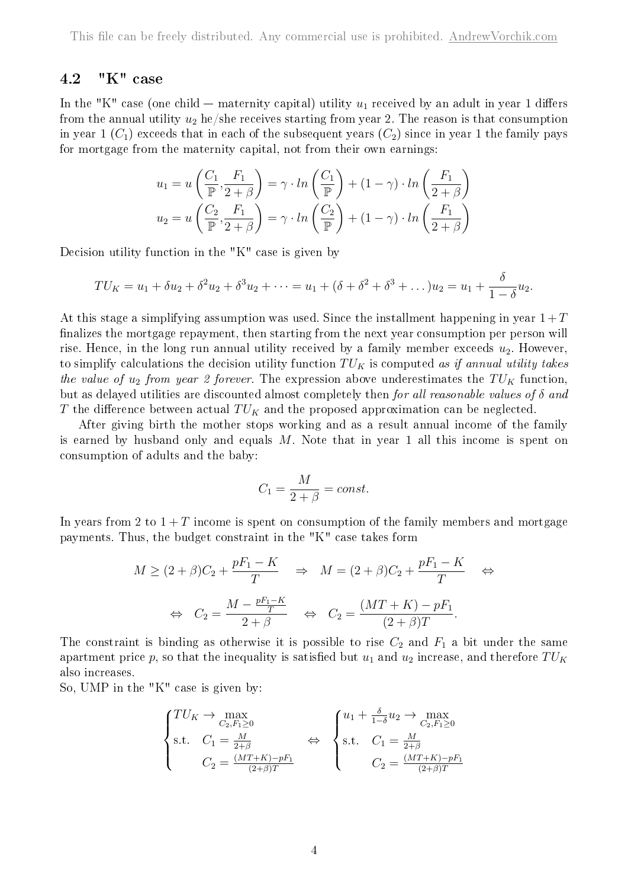## 4.2 "K" case

In the "K" case (one child — maternity capital) utility $u_1$ received by an adult in year 1 differs from the annual utility $u_2$ he/she receives starting from year 2. The reason is that consumption in year 1 ($C_1$) exceeds that in each of the subsequent years ($C_2$) since in year 1 the family pays for mortgage from the maternity capital, not from their own earnings:

$$u_1 = u\left(\frac{C_1}{\mathbb{P}}, \frac{F_1}{2+\beta}\right) = \gamma \cdot ln\left(\frac{C_1}{\mathbb{P}}\right) + (1-\gamma) \cdot ln\left(\frac{F_1}{2+\beta}\right)$$

$$u_2 = u\left(\frac{C_2}{\mathbb{P}}, \frac{F_1}{2+\beta}\right) = \gamma \cdot ln\left(\frac{C_2}{\mathbb{P}}\right) + (1-\gamma) \cdot ln\left(\frac{F_1}{2+\beta}\right)$$

Decision utility function in the "K" case is given by

$$TU_K = u_1 + \delta u_2 + \delta^2 u_2 + \delta^3 u_2 + \dots = u_1 + (\delta + \delta^2 + \delta^3 + \dots) u_2 = u_1 + \frac{\delta}{1-\delta} u_2.$$

At this stage a simplifying assumption was used. Since the installment happening in year $1+T$ finalizes the mortgage repayment, then starting from the next year consumption per person will rise. Hence, in the long run annual utility received by a family member exceeds $u_2$. However, to simplify calculations the decision utility function $TU_K$ is computed *as if annual utility takes the value of $u_2$ from year 2 forever*. The expression above underestimates the $TU_K$ function, but as delayed utilities are discounted almost completely then *for all reasonable values of $\delta$ and $T$* the difference between actual $TU_K$ and the proposed approximation can be neglected.

After giving birth the mother stops working and as a result annual income of the family is earned by husband only and equals $M$. Note that in year 1 all this income is spent on consumption of adults and the baby:

$$C_1 = \frac{M}{2+\beta} = const.$$

In years from 2 to $1+T$ income is spent on consumption of the family members and mortgage payments. Thus, the budget constraint in the "K" case takes form

$$M \geq (2+\beta)C_2 + \frac{pF_1 - K}{T} \quad \Rightarrow \quad M = (2+\beta)C_2 + \frac{pF_1 - K}{T} \quad \Leftrightarrow$$

$$\Leftrightarrow \quad C_2 = \frac{M - \frac{pF_1 - K}{T}}{2+\beta} \quad \Leftrightarrow \quad C_2 = \frac{(MT+K) - pF_1}{(2+\beta)T}.$$

The constraint is binding as otherwise it is possible to rise $C_2$ and $F_1$ a bit under the same apartment price $p$, so that the inequality is satisfied but $u_1$ and $u_2$ increase, and therefore $TU_K$ also increases.

So, UMP in the "K" case is given by:

$$\begin{cases} TU_K \to \max\limits_{C_2, F_1 \geq 0} \\ \text{s.t.} \quad C_1 = \frac{M}{2+\beta} \\ \qquad\; C_2 = \frac{(MT+K) - pF_1}{(2+\beta)T} \end{cases} \quad \Leftrightarrow \quad \begin{cases} u_1 + \frac{\delta}{1-\delta} u_2 \to \max\limits_{C_2, F_1 \geq 0} \\ \text{s.t.} \quad C_1 = \frac{M}{2+\beta} \\ \qquad\; C_2 = \frac{(MT+K) - pF_1}{(2+\beta)T} \end{cases}$$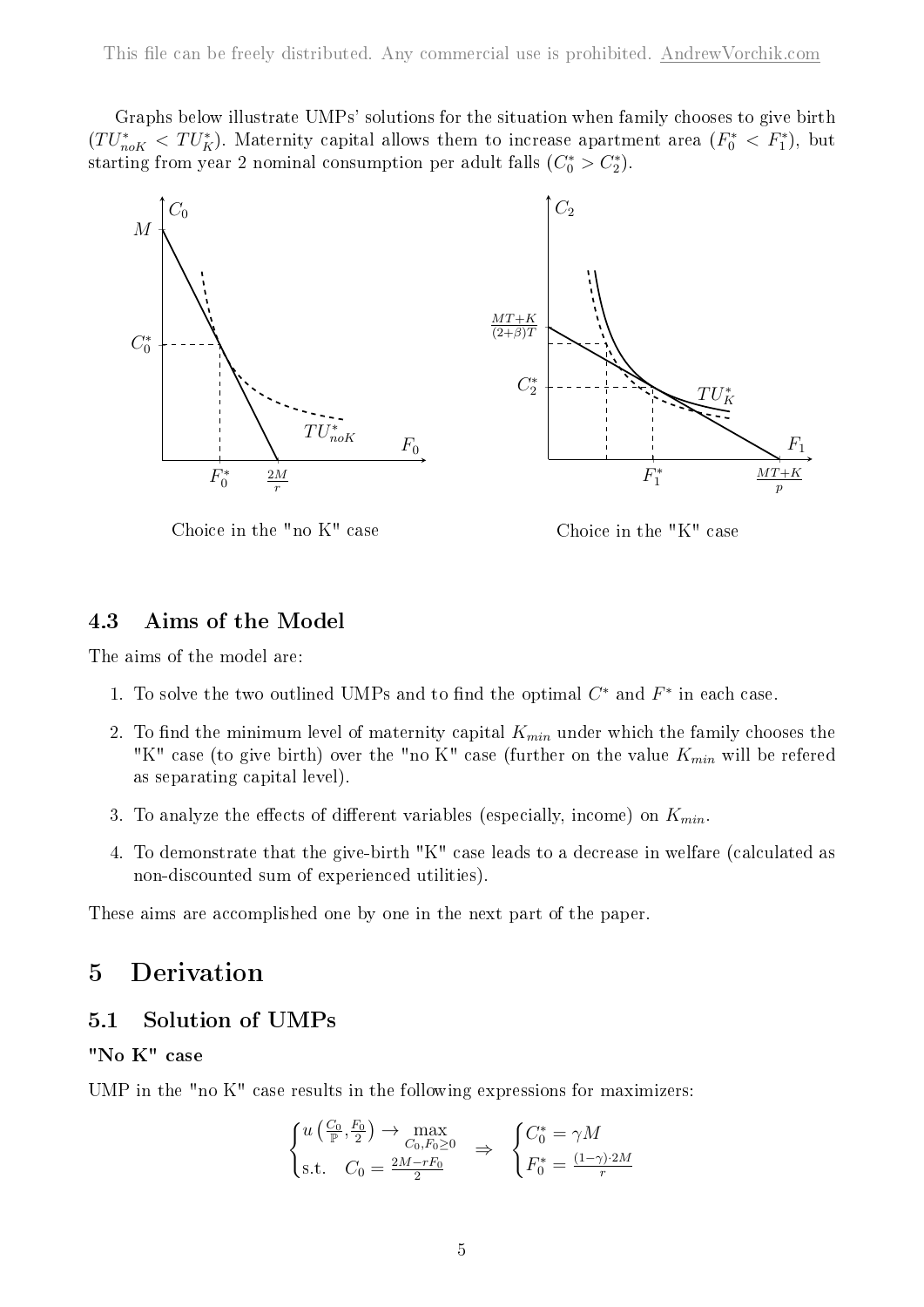Graphs below illustrate UMPs' solutions for the situation when family chooses to give birth ($TU^*_{noK} < TU^*_K$). Maternity capital allows them to increase apartment area ($F^*_0 < F^*_1$), but starting from year 2 nominal consumption per adult falls ($C^*_0 > C^*_2$).

Choice in the "no K" case

Choice in the "K" case

### 4.3 Aims of the Model

The aims of the model are:

1. To solve the two outlined UMPs and to find the optimal $C^*$ and $F^*$ in each case.
2. To find the minimum level of maternity capital $K_{min}$ under which the family chooses the "K" case (to give birth) over the "no K" case (further on the value $K_{min}$ will be refered as separating capital level).
3. To analyze the effects of different variables (especially, income) on $K_{min}$.
4. To demonstrate that the give-birth "K" case leads to a decrease in welfare (calculated as non-discounted sum of experienced utilities).

These aims are accomplished one by one in the next part of the paper.

## 5 Derivation

### 5.1 Solution of UMPs

#### "No K" case

UMP in the "no K" case results in the following expressions for maximizers:

$$\begin{cases} u\left(\frac{C_0}{\mathbb{P}}, \frac{F_0}{2}\right) \to \max\limits_{C_0, F_0 \geq 0} \\ \text{s.t.} \quad C_0 = \frac{2M - rF_0}{2} \end{cases} \Rightarrow \begin{cases} C^*_0 = \gamma M \\ F^*_0 = \frac{(1-\gamma)\cdot 2M}{r} \end{cases}$$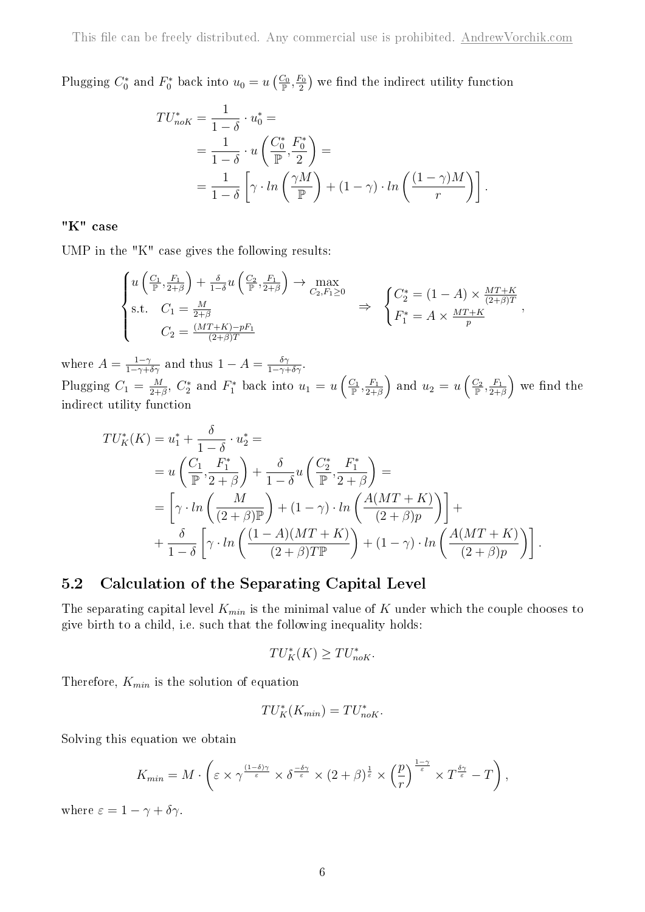Plugging $C_0^*$ and $F_0^*$ back into $u_0 = u\left(\frac{C_0}{\mathbb{P}}, \frac{F_0}{2}\right)$ we find the indirect utility function

$$
\begin{aligned}
TU_{noK}^* &= \frac{1}{1-\delta} \cdot u_0^* = \\
&= \frac{1}{1-\delta} \cdot u\left(\frac{C_0^*}{\mathbb{P}}, \frac{F_0^*}{2}\right) = \\
&= \frac{1}{1-\delta}\left[\gamma \cdot ln\left(\frac{\gamma M}{\mathbb{P}}\right) + (1-\gamma) \cdot ln\left(\frac{(1-\gamma)M}{r}\right)\right].
\end{aligned}
$$

**"K" case**

UMP in the "K" case gives the following results:

$$
\begin{cases}
u\left(\frac{C_1}{\mathbb{P}}, \frac{F_1}{2+\beta}\right) + \frac{\delta}{1-\delta} u\left(\frac{C_2}{\mathbb{P}}, \frac{F_1}{2+\beta}\right) \to \max\limits_{C_2, F_1 \geq 0} \\
\text{s.t.} \quad C_1 = \frac{M}{2+\beta} \\
\qquad\;\; C_2 = \frac{(MT+K)-pF_1}{(2+\beta)T}
\end{cases}
\Rightarrow \quad
\begin{cases}
C_2^* = (1-A) \times \frac{MT+K}{(2+\beta)T} \\
F_1^* = A \times \frac{MT+K}{p}
\end{cases},
$$

where $A = \frac{1-\gamma}{1-\gamma+\delta\gamma}$ and thus $1 - A = \frac{\delta\gamma}{1-\gamma+\delta\gamma}$.

Plugging $C_1 = \frac{M}{2+\beta}$, $C_2^*$ and $F_1^*$ back into $u_1 = u\left(\frac{C_1}{\mathbb{P}}, \frac{F_1}{2+\beta}\right)$ and $u_2 = u\left(\frac{C_2}{\mathbb{P}}, \frac{F_1}{2+\beta}\right)$ we find the indirect utility function

$$
\begin{aligned}
TU_K^*(K) &= u_1^* + \frac{\delta}{1-\delta} \cdot u_2^* = \\
&= u\left(\frac{C_1}{\mathbb{P}}, \frac{F_1^*}{2+\beta}\right) + \frac{\delta}{1-\delta} u\left(\frac{C_2^*}{\mathbb{P}}, \frac{F_1^*}{2+\beta}\right) = \\
&= \left[\gamma \cdot ln\left(\frac{M}{(2+\beta)\mathbb{P}}\right) + (1-\gamma) \cdot ln\left(\frac{A(MT+K)}{(2+\beta)p}\right)\right] + \\
&+ \frac{\delta}{1-\delta}\left[\gamma \cdot ln\left(\frac{(1-A)(MT+K)}{(2+\beta)T\mathbb{P}}\right) + (1-\gamma) \cdot ln\left(\frac{A(MT+K)}{(2+\beta)p}\right)\right].
\end{aligned}
$$

## 5.2 Calculation of the Separating Capital Level

The separating capital level $K_{min}$ is the minimal value of $K$ under which the couple chooses to give birth to a child, i.e. such that the following inequality holds:

$$
TU_K^*(K) \geq TU_{noK}^*.
$$

Therefore, $K_{min}$ is the solution of equation

$$
TU_K^*(K_{min}) = TU_{noK}^*.
$$

Solving this equation we obtain

$$
K_{min} = M \cdot \left(\varepsilon \times \gamma^{\frac{(1-\delta)\gamma}{\varepsilon}} \times \delta^{\frac{-\delta\gamma}{\varepsilon}} \times (2+\beta)^{\frac{1}{\varepsilon}} \times \left(\frac{p}{r}\right)^{\frac{1-\gamma}{\varepsilon}} \times T^{\frac{\delta\gamma}{\varepsilon}} - T\right),
$$

where $\varepsilon = 1 - \gamma + \delta\gamma$.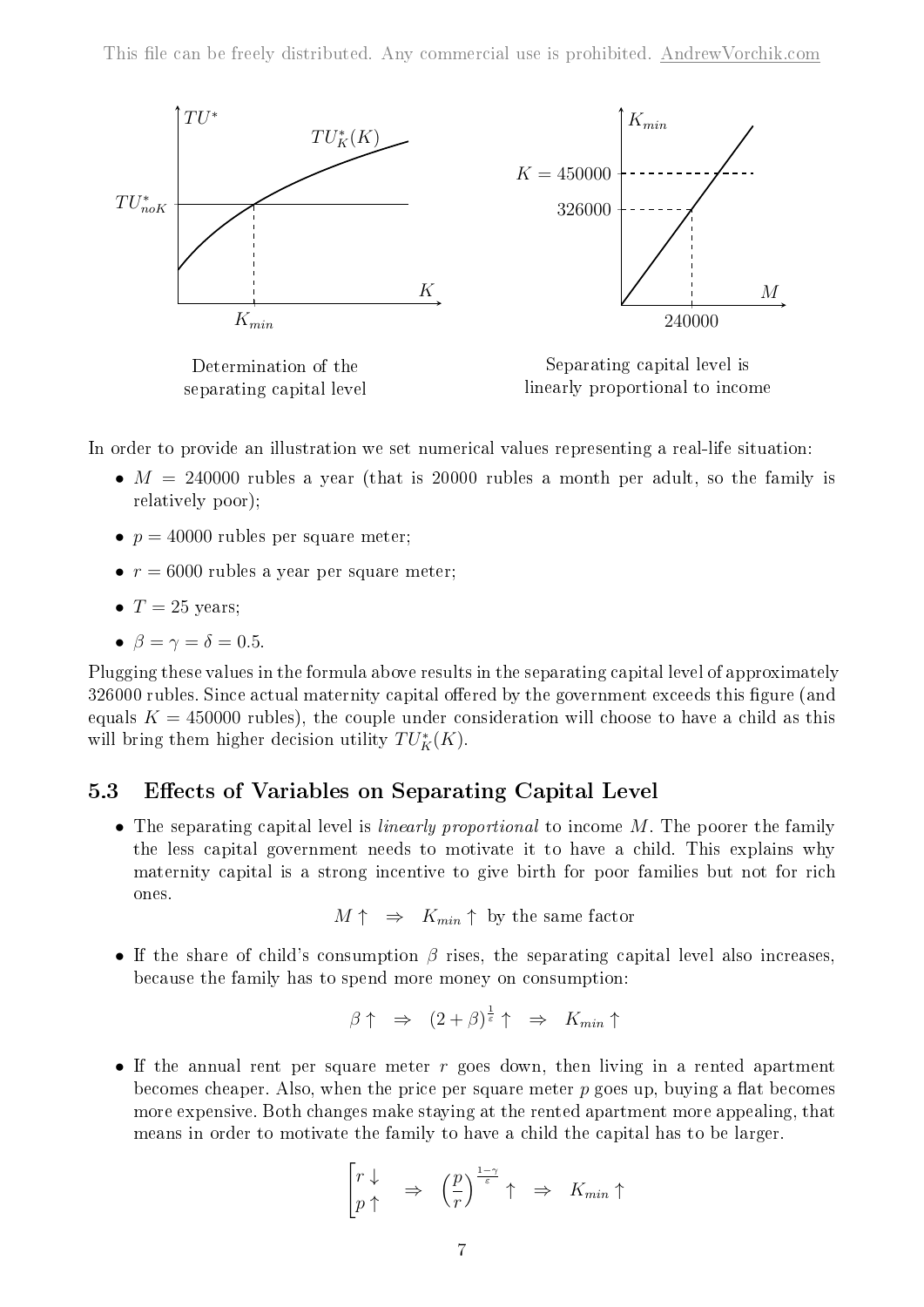Determination of the separating capital level

Separating capital level is linearly proportional to income

In order to provide an illustration we set numerical values representing a real-life situation:

- $M = 240000$ rubles a year (that is 20000 rubles a month per adult, so the family is relatively poor);
- $p = 40000$ rubles per square meter;
- $r = 6000$ rubles a year per square meter;
- $T = 25$ years;
- $\beta = \gamma = \delta = 0.5$.

Plugging these values in the formula above results in the separating capital level of approximately 326000 rubles. Since actual maternity capital offered by the government exceeds this figure (and equals $K = 450000$ rubles), the couple under consideration will choose to have a child as this will bring them higher decision utility $TU_K^*(K)$.

## 5.3 Effects of Variables on Separating Capital Level

- The separating capital level is *linearly proportional* to income $M$. The poorer the family the less capital government needs to motivate it to have a child. This explains why maternity capital is a strong incentive to give birth for poor families but not for rich ones.

$$M \uparrow \quad \Rightarrow \quad K_{min} \uparrow \text{ by the same factor}$$

- If the share of child's consumption $\beta$ rises, the separating capital level also increases, because the family has to spend more money on consumption:

$$\beta \uparrow \quad \Rightarrow \quad (2+\beta)^{\frac{1}{\varepsilon}} \uparrow \quad \Rightarrow \quad K_{min} \uparrow$$

- If the annual rent per square meter $r$ goes down, then living in a rented apartment becomes cheaper. Also, when the price per square meter $p$ goes up, buying a flat becomes more expensive. Both changes make staying at the rented apartment more appealing, that means in order to motivate the family to have a child the capital has to be larger.

$$\begin{bmatrix} r \downarrow \\ p \uparrow \end{bmatrix} \quad \Rightarrow \quad \left(\frac{p}{r}\right)^{\frac{1-\gamma}{\varepsilon}} \uparrow \quad \Rightarrow \quad K_{min} \uparrow$$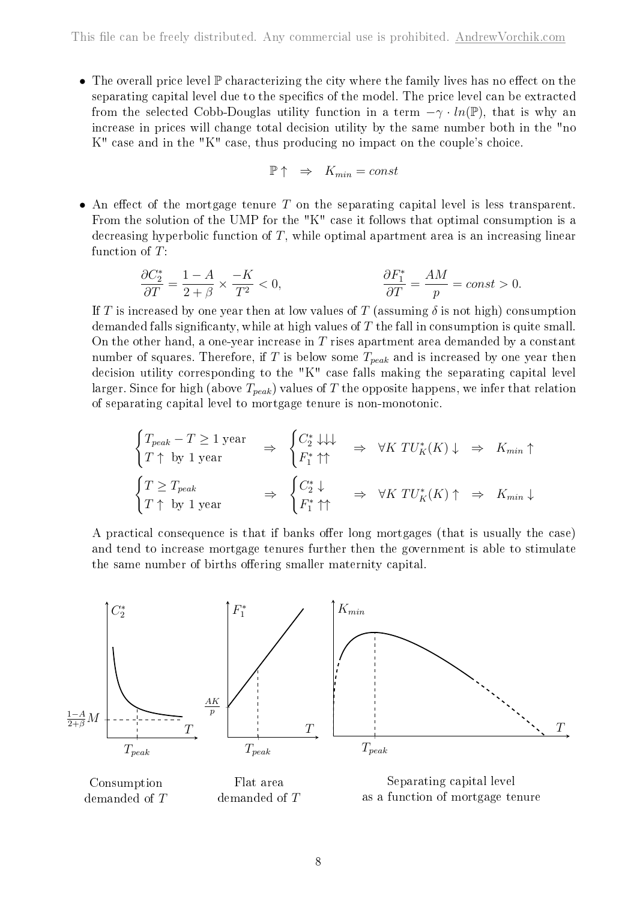- The overall price level $\mathbb{P}$ characterizing the city where the family lives has no effect on the separating capital level due to the specifics of the model. The price level can be extracted from the selected Cobb-Douglas utility function in a term $-\gamma \cdot ln(\mathbb{P})$, that is why an increase in prices will change total decision utility by the same number both in the "no K" case and in the "K" case, thus producing no impact on the couple's choice.

$$\mathbb{P} \uparrow \quad \Rightarrow \quad K_{min} = const$$

- An effect of the mortgage tenure $T$ on the separating capital level is less transparent. From the solution of the UMP for the "K" case it follows that optimal consumption is a decreasing hyperbolic function of $T$, while optimal apartment area is an increasing linear function of $T$:

$$\frac{\partial C_2^*}{\partial T} = \frac{1-A}{2+\beta} \times \frac{-K}{T^2} < 0, \qquad\qquad \frac{\partial F_1^*}{\partial T} = \frac{AM}{p} = const > 0.$$

If $T$ is increased by one year then at low values of $T$ (assuming $\delta$ is not high) consumption demanded falls significanty, while at high values of $T$ the fall in consumption is quite small. On the other hand, a one-year increase in $T$ rises apartment area demanded by a constant number of squares. Therefore, if $T$ is below some $T_{peak}$ and is increased by one year then decision utility corresponding to the "K" case falls making the separating capital level larger. Since for high (above $T_{peak}$) values of $T$ the opposite happens, we infer that relation of separating capital level to mortgage tenure is non-monotonic.

$$\begin{cases} T_{peak} - T \geq 1 \text{ year} \\ T \uparrow \text{ by 1 year} \end{cases} \Rightarrow \begin{cases} C_2^* \downarrow\downarrow\downarrow \\ F_1^* \uparrow\uparrow \end{cases} \Rightarrow \forall K \; TU_K^*(K) \downarrow \Rightarrow K_{min} \uparrow$$

$$\begin{cases} T \geq T_{peak} \\ T \uparrow \text{ by 1 year} \end{cases} \Rightarrow \begin{cases} C_2^* \downarrow \\ F_1^* \uparrow\uparrow \end{cases} \Rightarrow \forall K \; TU_K^*(K) \uparrow \Rightarrow K_{min} \downarrow$$

A practical consequence is that if banks offer long mortgages (that is usually the case) and tend to increase mortgage tenures further then the government is able to stimulate the same number of births offering smaller maternity capital.

Consumption demanded of $T$

Flat area demanded of $T$

Separating capital level as a function of mortgage tenure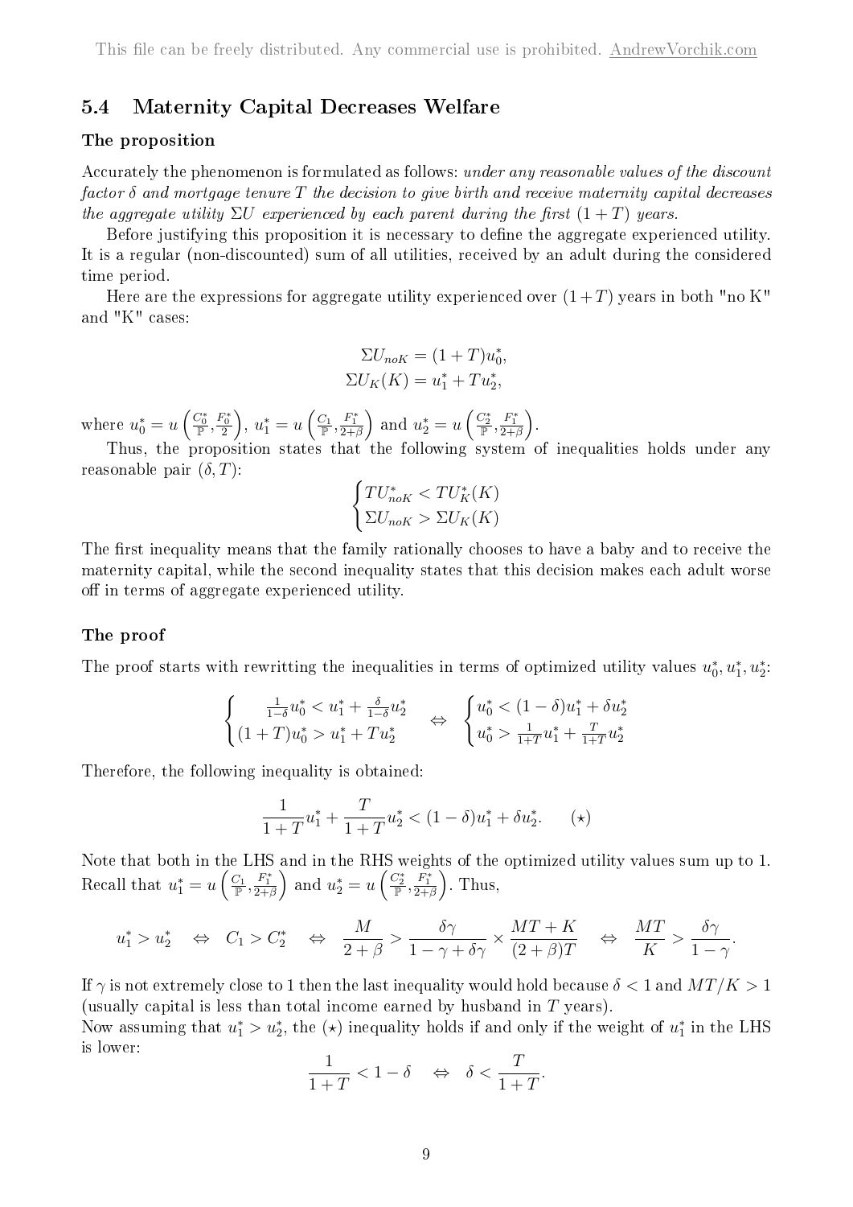## 5.4 Maternity Capital Decreases Welfare

### The proposition

Accurately the phenomenon is formulated as follows: *under any reasonable values of the discount factor $\delta$ and mortgage tenure $T$ the decision to give birth and receive maternity capital decreases the aggregate utility $\Sigma U$ experienced by each parent during the first $(1+T)$ years.*

Before justifying this proposition it is necessary to define the aggregate experienced utility. It is a regular (non-discounted) sum of all utilities, received by an adult during the considered time period.

Here are the expressions for aggregate utility experienced over $(1+T)$ years in both "no K" and "K" cases:

$$\Sigma U_{noK} = (1+T)u_0^*,$$
$$\Sigma U_K(K) = u_1^* + Tu_2^*,$$

where $u_0^* = u\left(\frac{C_0^*}{\mathbb{P}}, \frac{F_0^*}{2}\right)$, $u_1^* = u\left(\frac{C_1}{\mathbb{P}}, \frac{F_1^*}{2+\beta}\right)$ and $u_2^* = u\left(\frac{C_2^*}{\mathbb{P}}, \frac{F_1^*}{2+\beta}\right)$.

Thus, the proposition states that the following system of inequalities holds under any reasonable pair $(\delta, T)$:

$$\begin{cases} TU_{noK}^* < TU_K^*(K) \\ \Sigma U_{noK} > \Sigma U_K(K) \end{cases}$$

The first inequality means that the family rationally chooses to have a baby and to receive the maternity capital, while the second inequality states that this decision makes each adult worse off in terms of aggregate experienced utility.

### The proof

The proof starts with rewritting the inequalities in terms of optimized utility values $u_0^*, u_1^*, u_2^*$:

$$\begin{cases} \frac{1}{1-\delta}u_0^* < u_1^* + \frac{\delta}{1-\delta}u_2^* \\ (1+T)u_0^* > u_1^* + Tu_2^* \end{cases} \Leftrightarrow \begin{cases} u_0^* < (1-\delta)u_1^* + \delta u_2^* \\ u_0^* > \frac{1}{1+T}u_1^* + \frac{T}{1+T}u_2^* \end{cases}$$

Therefore, the following inequality is obtained:

$$\frac{1}{1+T}u_1^* + \frac{T}{1+T}u_2^* < (1-\delta)u_1^* + \delta u_2^*. \qquad (\star)$$

Note that both in the LHS and in the RHS weights of the optimized utility values sum up to 1. Recall that $u_1^* = u\left(\frac{C_1}{\mathbb{P}}, \frac{F_1^*}{2+\beta}\right)$ and $u_2^* = u\left(\frac{C_2^*}{\mathbb{P}}, \frac{F_1^*}{2+\beta}\right)$. Thus,

$$u_1^* > u_2^* \quad \Leftrightarrow \quad C_1 > C_2^* \quad \Leftrightarrow \quad \frac{M}{2+\beta} > \frac{\delta\gamma}{1-\gamma+\delta\gamma} \times \frac{MT+K}{(2+\beta)T} \quad \Leftrightarrow \quad \frac{MT}{K} > \frac{\delta\gamma}{1-\gamma}.$$

If $\gamma$ is not extremely close to 1 then the last inequality would hold because $\delta < 1$ and $MT/K > 1$ (usually capital is less than total income earned by husband in $T$ years).
Now assuming that $u_1^* > u_2^*$, the $(\star)$ inequality holds if and only if the weight of $u_1^*$ in the LHS is lower:

$$\frac{1}{1+T} < 1-\delta \quad \Leftrightarrow \quad \delta < \frac{T}{1+T}.$$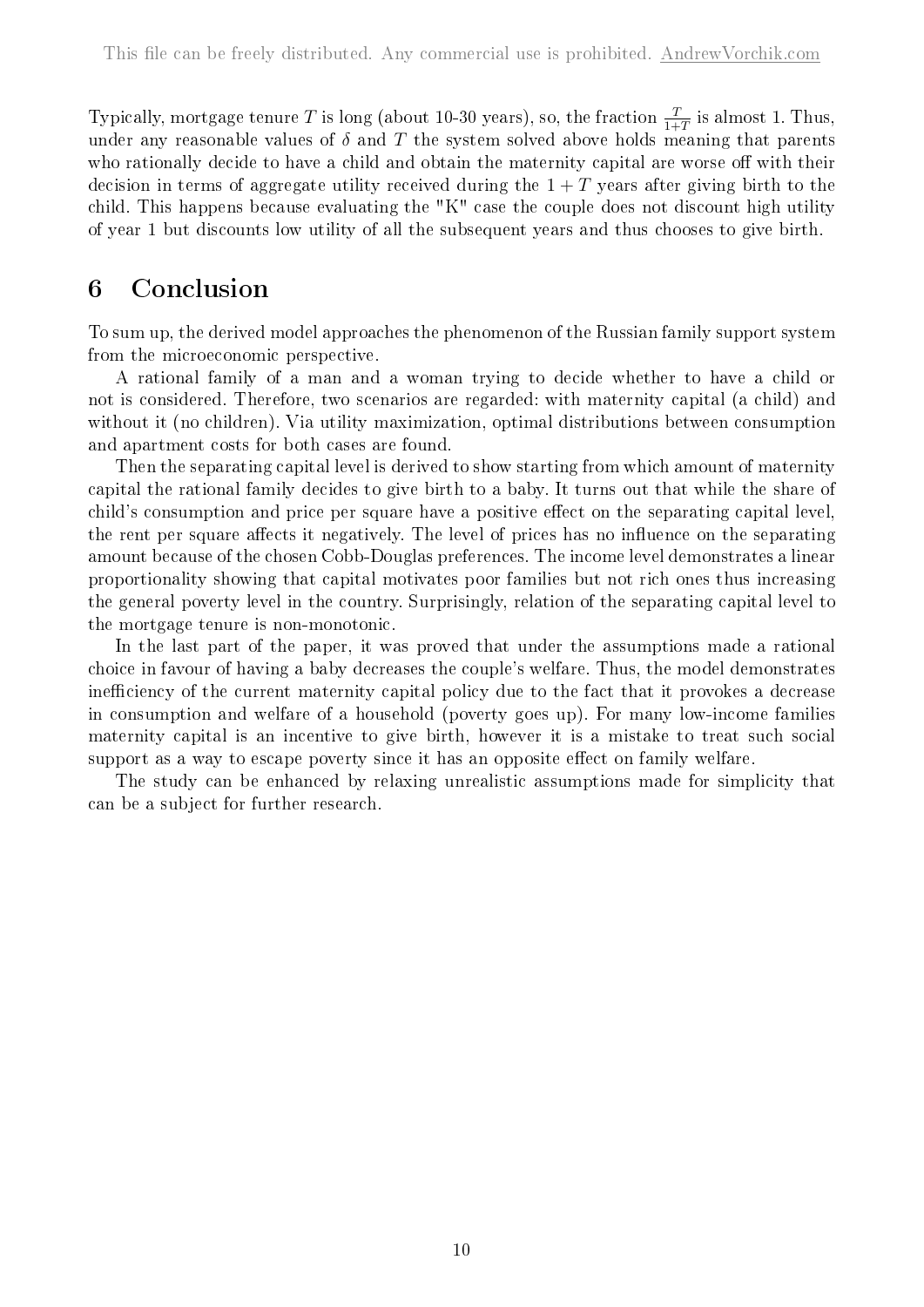Typically, mortgage tenure $T$ is long (about 10-30 years), so, the fraction $\frac{T}{1+T}$ is almost 1. Thus, under any reasonable values of $\delta$ and $T$ the system solved above holds meaning that parents who rationally decide to have a child and obtain the maternity capital are worse off with their decision in terms of aggregate utility received during the $1+T$ years after giving birth to the child. This happens because evaluating the "K" case the couple does not discount high utility of year 1 but discounts low utility of all the subsequent years and thus chooses to give birth.

# 6 Conclusion

To sum up, the derived model approaches the phenomenon of the Russian family support system from the microeconomic perspective.

A rational family of a man and a woman trying to decide whether to have a child or not is considered. Therefore, two scenarios are regarded: with maternity capital (a child) and without it (no children). Via utility maximization, optimal distributions between consumption and apartment costs for both cases are found.

Then the separating capital level is derived to show starting from which amount of maternity capital the rational family decides to give birth to a baby. It turns out that while the share of child's consumption and price per square have a positive effect on the separating capital level, the rent per square affects it negatively. The level of prices has no influence on the separating amount because of the chosen Cobb-Douglas preferences. The income level demonstrates a linear proportionality showing that capital motivates poor families but not rich ones thus increasing the general poverty level in the country. Surprisingly, relation of the separating capital level to the mortgage tenure is non-monotonic.

In the last part of the paper, it was proved that under the assumptions made a rational choice in favour of having a baby decreases the couple's welfare. Thus, the model demonstrates inefficiency of the current maternity capital policy due to the fact that it provokes a decrease in consumption and welfare of a household (poverty goes up). For many low-income families maternity capital is an incentive to give birth, however it is a mistake to treat such social support as a way to escape poverty since it has an opposite effect on family welfare.

The study can be enhanced by relaxing unrealistic assumptions made for simplicity that can be a subject for further research.